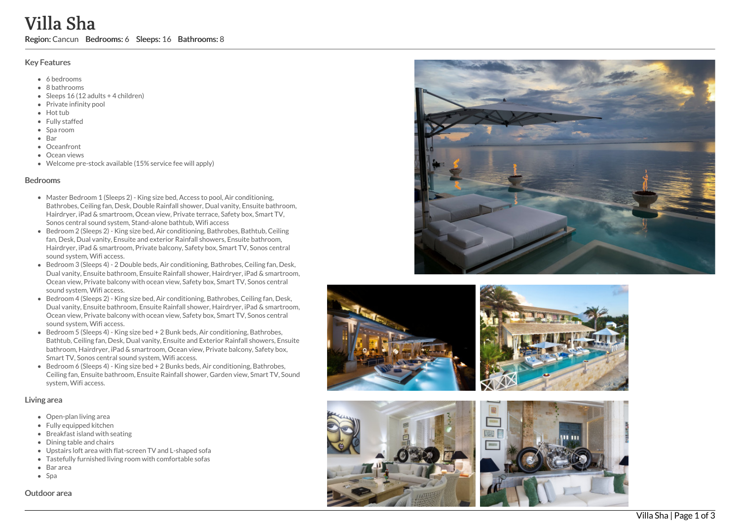# Villa Sha

**Region:** Cancun **Bedrooms:** 6 **Sleeps:** 16 **Bathrooms:** 8

## Key Features

- 6 bedrooms
- 8 bathrooms
- Sleeps 16 (12 adults + 4 children)
- Private infinity pool
- Hot tub
- Fully staffed
- Spa room
- Bar
- Oceanfront
- Ocean views
- Welcome pre-stock available (15% service fee will apply)

## Bedrooms

- Master Bedroom 1 (Sleeps 2) - King size bed, Access to pool, Air conditioning, Bathrobes, Ceiling fan, Desk, Double Rainfall shower, Dual vanity, Ensuite bathroom, Hairdryer, iPad & smartroom, Ocean view, Private terrace, Safety box, Smart TV, Sonos central sound system, Stand-alone bathtub, Wifi access
- Bedroom 2 (Sleeps 2) - King size bed, Air conditioning, Bathrobes, Bathtub, Ceiling fan, Desk, Dual vanity, Ensuite and exterior Rainfall showers, Ensuite bathroom, Hairdryer, iPad & smartroom, Private balcony, Safety box, Smart TV, Sonos central sound system, Wifi access.
- Bedroom 3 (Sleeps 4) - 2 Double beds, Air conditioning, Bathrobes, Ceiling fan, Desk, Dual vanity, Ensuite bathroom, Ensuite Rainfall shower, Hairdryer, iPad & smartroom, Ocean view, Private balcony with ocean view, Safety box, Smart TV, Sonos central sound system, Wifi access.
- Bedroom 4 (Sleeps 2) - King size bed, Air conditioning, Bathrobes, Ceiling fan, Desk, Dual vanity, Ensuite bathroom, Ensuite Rainfall shower, Hairdryer, iPad & smartroom, Ocean view, Private balcony with ocean view, Safety box, Smart TV, Sonos central sound system, Wifi access.
- Bedroom 5 (Sleeps 4) - King size bed + 2 Bunk beds, Air conditioning, Bathrobes, Bathtub, Ceiling fan, Desk, Dual vanity, Ensuite and Exterior Rainfall showers, Ensuite bathroom, Hairdryer, iPad & smartroom, Ocean view, Private balcony, Safety box, Smart TV, Sonos central sound system, Wifi access.
- Bedroom 6 (Sleeps 4) - King size bed + 2 Bunks beds, Air conditioning, Bathrobes, Ceiling fan, Ensuite bathroom, Ensuite Rainfall shower, Garden view, Smart TV, Sound system, Wifi access.

## Living area

- Open-plan living area
- Fully equipped kitchen
- Breakfast island with seating
- Dining table and chairs
- Upstairs loft area with flat-screen TV and L-shaped sofa
- Tastefully furnished living room with comfortable sofas
- Bar area
- Spa

## Outdoor area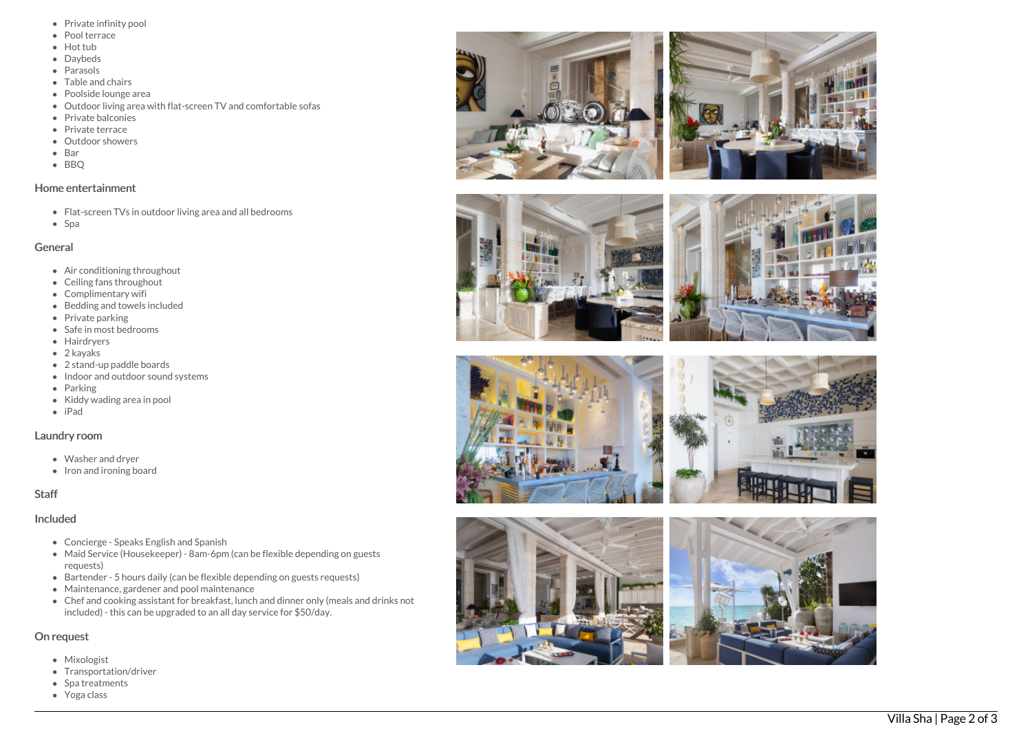- Private infinity pool
- Pool terrace
- Hot tub
- Daybeds
- Parasols
- Table and chairs
- Poolside lounge area
- Outdoor living area with flat-screen TV and comfortable sofas
- Private balconies
- Private terrace
- Outdoor showers
- Bar
- BBQ

### Home entertainment

- Flat-screen TVs in outdoor living area and all bedrooms
- Spa

### General

- Air conditioning throughout
- Ceiling fans throughout
- Complimentary wifi
- Bedding and towels included
- Private parking
- Safe in most bedrooms
- Hairdryers
- 2 kayaks
- 2 stand-up paddle boards
- Indoor and outdoor sound systems
- Parking
- Kiddy wading area in pool
- iPad

### Laundry room

- Washer and dryer
- Iron and ironing board

### Staff

### Included

- Concierge - Speaks English and Spanish
- Maid Service (Housekeeper) - 8am-6pm (can be flexible depending on guests requests)
- Bartender - 5 hours daily (can be flexible depending on guests requests)
- Maintenance, gardener and pool maintenance
- Chef and cooking assistant for breakfast, lunch and dinner only (meals and drinks not included) - this can be upgraded to an all day service for $50/day.

### On request

- Mixologist
- Transportation/driver
- Spa treatments
- Yoga class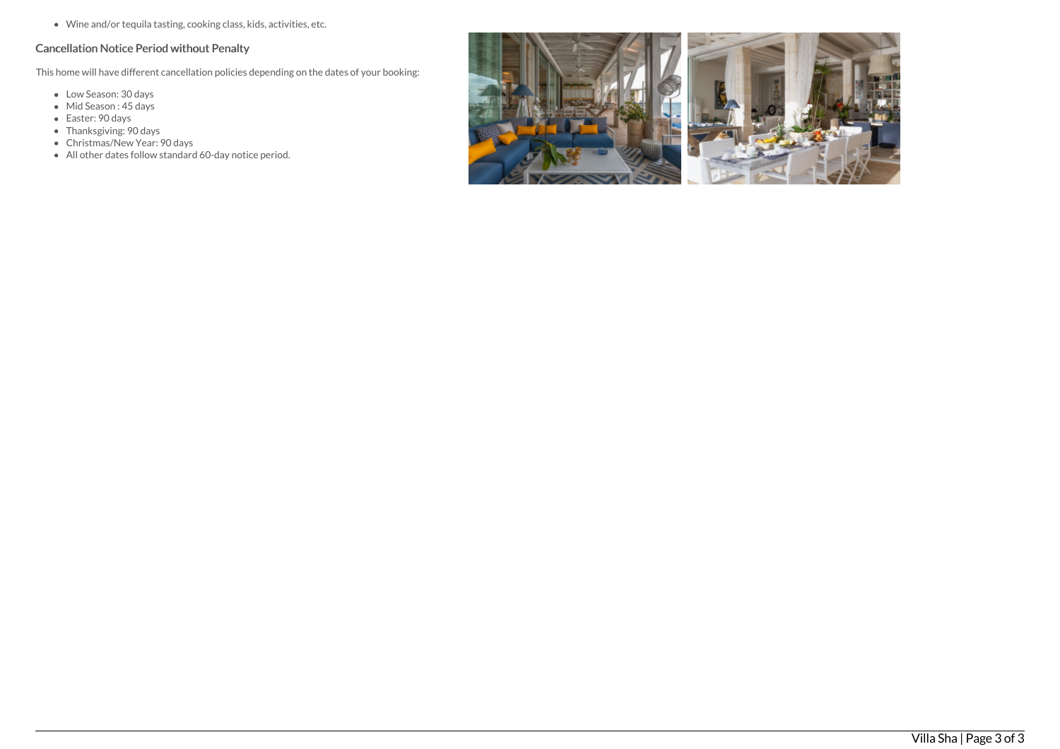- Wine and/or tequila tasting, cooking class, kids, activities, etc.

### Cancellation Notice Period without Penalty

This home will have different cancellation policies depending on the dates of your booking:

- Low Season: 30 days
- Mid Season : 45 days
- Easter: 90 days
- Thanksgiving: 90 days
- Christmas/New Year: 90 days
- All other dates follow standard 60-day notice period.